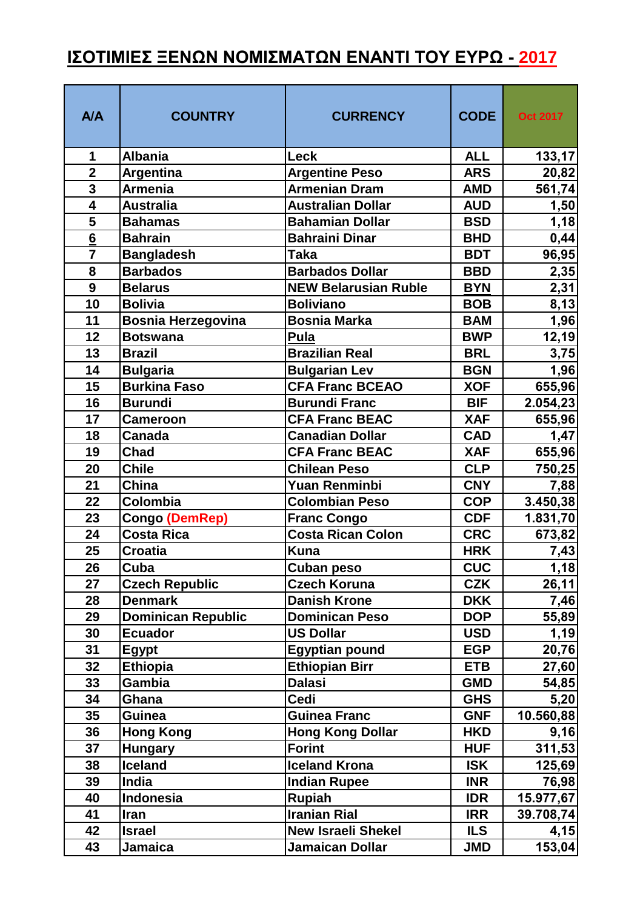# ΙΣΟΤΙΜΙΕΣ ΞΕΝΩΝ ΝΟΜΙΣΜΑΤΩΝ ΕΝΑΝΤΙ ΤΟΥ ΕΥΡΩ - 2017

| A/A | COUNTRY | CURRENCY | CODE | Oct 2017 |
|---|---|---|---|---|
| 1 | Albania | Leck | ALL | 133,17 |
| 2 | Argentina | Argentine Peso | ARS | 20,82 |
| 3 | Armenia | Armenian Dram | AMD | 561,74 |
| 4 | Australia | Australian Dollar | AUD | 1,50 |
| 5 | Bahamas | Bahamian Dollar | BSD | 1,18 |
| 6 | Bahrain | Bahraini Dinar | BHD | 0,44 |
| 7 | Bangladesh | Taka | BDT | 96,95 |
| 8 | Barbados | Barbados Dollar | BBD | 2,35 |
| 9 | Belarus | NEW Belarusian Ruble | BYN | 2,31 |
| 10 | Bolivia | Boliviano | BOB | 8,13 |
| 11 | Bosnia Herzegovina | Bosnia Marka | BAM | 1,96 |
| 12 | Botswana | Pula | BWP | 12,19 |
| 13 | Brazil | Brazilian Real | BRL | 3,75 |
| 14 | Bulgaria | Bulgarian Lev | BGN | 1,96 |
| 15 | Burkina Faso | CFA Franc BCEAO | XOF | 655,96 |
| 16 | Burundi | Burundi Franc | BIF | 2.054,23 |
| 17 | Cameroon | CFA Franc BEAC | XAF | 655,96 |
| 18 | Canada | Canadian Dollar | CAD | 1,47 |
| 19 | Chad | CFA Franc BEAC | XAF | 655,96 |
| 20 | Chile | Chilean Peso | CLP | 750,25 |
| 21 | China | Yuan Renminbi | CNY | 7,88 |
| 22 | Colombia | Colombian Peso | COP | 3.450,38 |
| 23 | Congo (DemRep) | Franc Congo | CDF | 1.831,70 |
| 24 | Costa Rica | Costa Rican Colon | CRC | 673,82 |
| 25 | Croatia | Kuna | HRK | 7,43 |
| 26 | Cuba | Cuban peso | CUC | 1,18 |
| 27 | Czech Republic | Czech Koruna | CZK | 26,11 |
| 28 | Denmark | Danish Krone | DKK | 7,46 |
| 29 | Dominican Republic | Dominican Peso | DOP | 55,89 |
| 30 | Ecuador | US Dollar | USD | 1,19 |
| 31 | Egypt | Egyptian pound | EGP | 20,76 |
| 32 | Ethiopia | Ethiopian Birr | ETB | 27,60 |
| 33 | Gambia | Dalasi | GMD | 54,85 |
| 34 | Ghana | Cedi | GHS | 5,20 |
| 35 | Guinea | Guinea Franc | GNF | 10.560,88 |
| 36 | Hong Kong | Hong Kong Dollar | HKD | 9,16 |
| 37 | Hungary | Forint | HUF | 311,53 |
| 38 | Iceland | Iceland Krona | ISK | 125,69 |
| 39 | India | Indian Rupee | INR | 76,98 |
| 40 | Indonesia | Rupiah | IDR | 15.977,67 |
| 41 | Iran | Iranian Rial | IRR | 39.708,74 |
| 42 | Israel | New Israeli Shekel | ILS | 4,15 |
| 43 | Jamaica | Jamaican Dollar | JMD | 153,04 |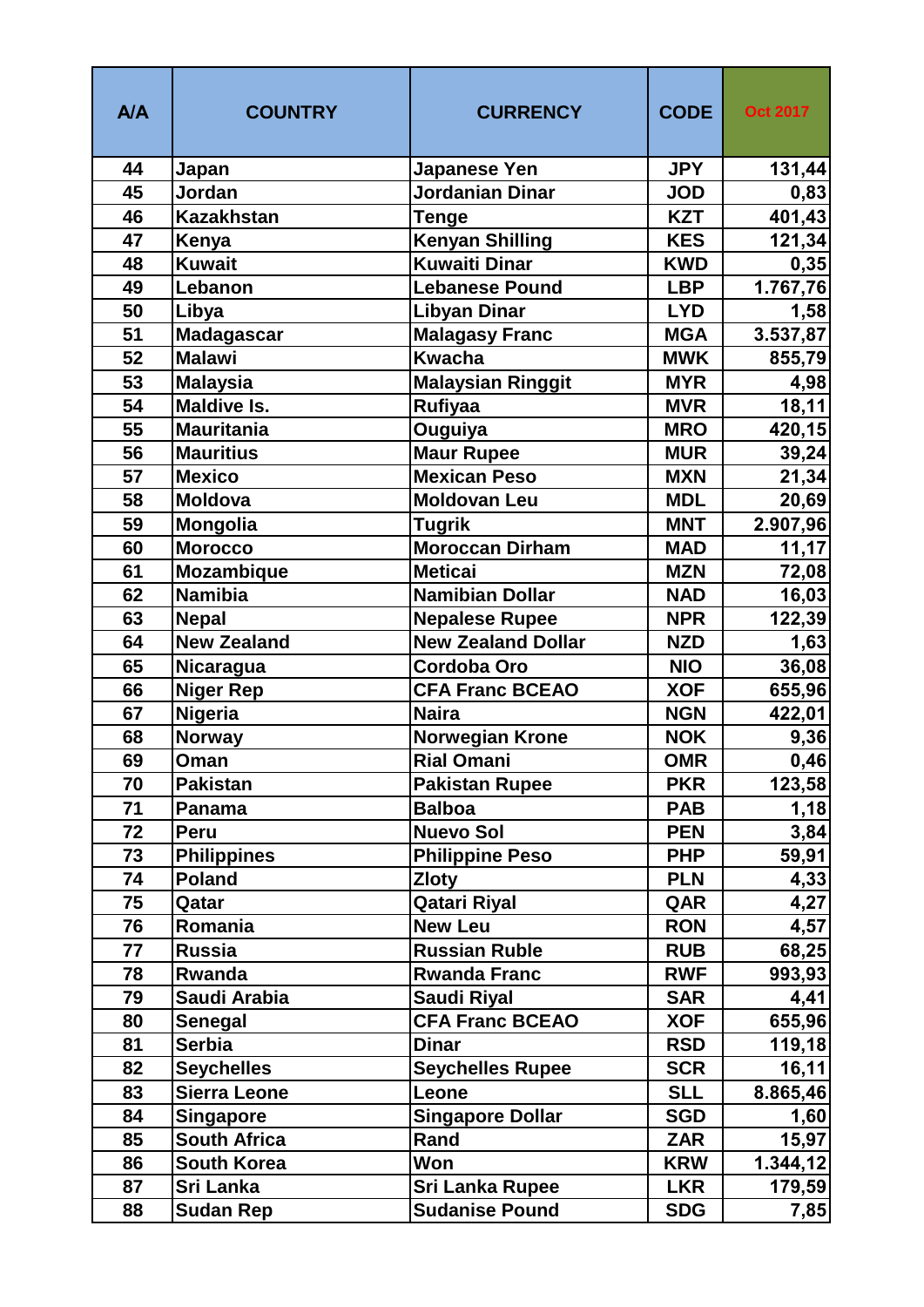| A/A | COUNTRY | CURRENCY | CODE | Oct 2017 |
|---|---|---|---|---|
| 44 | Japan | Japanese Yen | JPY | 131,44 |
| 45 | Jordan | Jordanian Dinar | JOD | 0,83 |
| 46 | Kazakhstan | Tenge | KZT | 401,43 |
| 47 | Kenya | Kenyan Shilling | KES | 121,34 |
| 48 | Kuwait | Kuwaiti Dinar | KWD | 0,35 |
| 49 | Lebanon | Lebanese Pound | LBP | 1.767,76 |
| 50 | Libya | Libyan Dinar | LYD | 1,58 |
| 51 | Madagascar | Malagasy Franc | MGA | 3.537,87 |
| 52 | Malawi | Kwacha | MWK | 855,79 |
| 53 | Malaysia | Malaysian Ringgit | MYR | 4,98 |
| 54 | Maldive Is. | Rufiyaa | MVR | 18,11 |
| 55 | Mauritania | Ouguiya | MRO | 420,15 |
| 56 | Mauritius | Maur Rupee | MUR | 39,24 |
| 57 | Mexico | Mexican Peso | MXN | 21,34 |
| 58 | Moldova | Moldovan Leu | MDL | 20,69 |
| 59 | Mongolia | Tugrik | MNT | 2.907,96 |
| 60 | Morocco | Moroccan Dirham | MAD | 11,17 |
| 61 | Mozambique | Meticai | MZN | 72,08 |
| 62 | Namibia | Namibian Dollar | NAD | 16,03 |
| 63 | Nepal | Nepalese Rupee | NPR | 122,39 |
| 64 | New Zealand | New Zealand Dollar | NZD | 1,63 |
| 65 | Nicaragua | Cordoba Oro | NIO | 36,08 |
| 66 | Niger Rep | CFA Franc BCEAO | XOF | 655,96 |
| 67 | Nigeria | Naira | NGN | 422,01 |
| 68 | Norway | Norwegian Krone | NOK | 9,36 |
| 69 | Oman | Rial Omani | OMR | 0,46 |
| 70 | Pakistan | Pakistan Rupee | PKR | 123,58 |
| 71 | Panama | Balboa | PAB | 1,18 |
| 72 | Peru | Nuevo Sol | PEN | 3,84 |
| 73 | Philippines | Philippine Peso | PHP | 59,91 |
| 74 | Poland | Zloty | PLN | 4,33 |
| 75 | Qatar | Qatari Riyal | QAR | 4,27 |
| 76 | Romania | New Leu | RON | 4,57 |
| 77 | Russia | Russian Ruble | RUB | 68,25 |
| 78 | Rwanda | Rwanda Franc | RWF | 993,93 |
| 79 | Saudi Arabia | Saudi Riyal | SAR | 4,41 |
| 80 | Senegal | CFA Franc BCEAO | XOF | 655,96 |
| 81 | Serbia | Dinar | RSD | 119,18 |
| 82 | Seychelles | Seychelles Rupee | SCR | 16,11 |
| 83 | Sierra Leone | Leone | SLL | 8.865,46 |
| 84 | Singapore | Singapore Dollar | SGD | 1,60 |
| 85 | South Africa | Rand | ZAR | 15,97 |
| 86 | South Korea | Won | KRW | 1.344,12 |
| 87 | Sri Lanka | Sri Lanka Rupee | LKR | 179,59 |
| 88 | Sudan Rep | Sudanise Pound | SDG | 7,85 |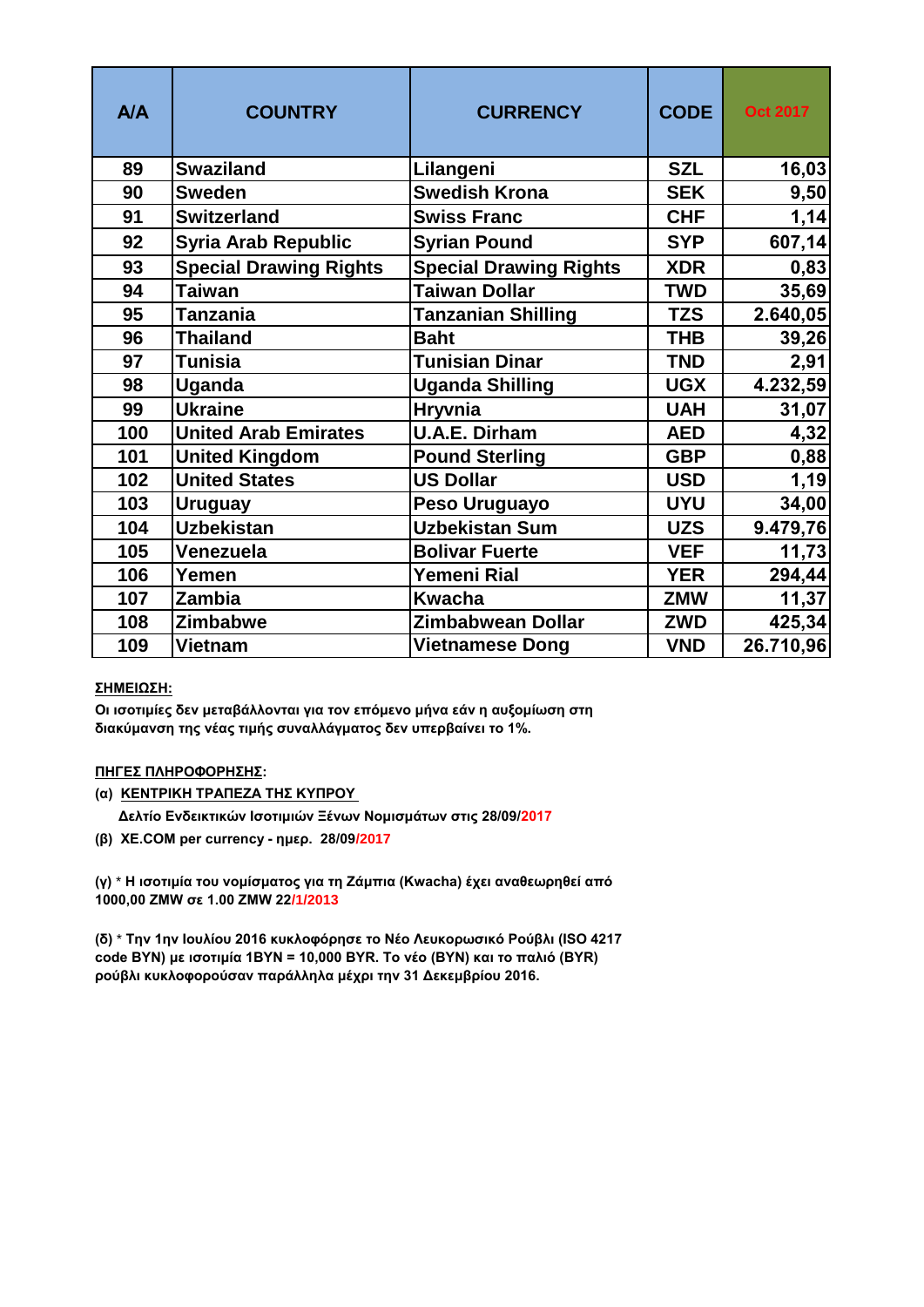| A/A | COUNTRY | CURRENCY | CODE | Oct 2017 |
|---|---|---|---|---|
| 89 | Swaziland | Lilangeni | SZL | 16,03 |
| 90 | Sweden | Swedish Krona | SEK | 9,50 |
| 91 | Switzerland | Swiss Franc | CHF | 1,14 |
| 92 | Syria Arab Republic | Syrian Pound | SYP | 607,14 |
| 93 | Special Drawing Rights | Special Drawing Rights | XDR | 0,83 |
| 94 | Taiwan | Taiwan Dollar | TWD | 35,69 |
| 95 | Tanzania | Tanzanian Shilling | TZS | 2.640,05 |
| 96 | Thailand | Baht | THB | 39,26 |
| 97 | Tunisia | Tunisian Dinar | TND | 2,91 |
| 98 | Uganda | Uganda Shilling | UGX | 4.232,59 |
| 99 | Ukraine | Hryvnia | UAH | 31,07 |
| 100 | United Arab Emirates | U.A.E. Dirham | AED | 4,32 |
| 101 | United Kingdom | Pound Sterling | GBP | 0,88 |
| 102 | United States | US Dollar | USD | 1,19 |
| 103 | Uruguay | Peso Uruguayo | UYU | 34,00 |
| 104 | Uzbekistan | Uzbekistan Sum | UZS | 9.479,76 |
| 105 | Venezuela | Bolivar Fuerte | VEF | 11,73 |
| 106 | Yemen | Yemeni Rial | YER | 294,44 |
| 107 | Zambia | Kwacha | ZMW | 11,37 |
| 108 | Zimbabwe | Zimbabwean Dollar | ZWD | 425,34 |
| 109 | Vietnam | Vietnamese Dong | VND | 26.710,96 |

**ΣΗΜΕΙΩΣΗ:**

**Οι ισοτιμίες δεν μεταβάλλονται για τον επόμενο μήνα εάν η αυξομίωση στη διακύμανση της νέας τιμής συναλλάγματος δεν υπερβαίνει το 1%.**

**ΠΗΓΕΣ ΠΛΗΡΟΦΟΡΗΣΗΣ:**

**(α) ΚΕΝΤΡΙΚΗ ΤΡΑΠΕΖΑ ΤΗΣ ΚΥΠΡΟΥ**

**Δελτίο Ενδεικτικών Ισοτιμιών Ξένων Νομισμάτων στις 28/09/2017**

**(β) XE.COM per currency - ημερ. 28/09/2017**

**(γ) * Η ισοτιμία του νομίσματος για τη Ζάμπια (Kwacha) έχει αναθεωρηθεί από 1000,00 ZMW σε 1.00 ZMW 22/1/2013**

**(δ) * Την 1ην Ιουλίου 2016 κυκλοφόρησε το Νέο Λευκορωσικό Ρούβλι (ISO 4217 code BYN) με ισοτιμία 1BYN = 10,000 BYR. Το νέο (BYN) και το παλιό (BYR) ρούβλι κυκλοφορούσαν παράλληλα μέχρι την 31 Δεκεμβρίου 2016.**